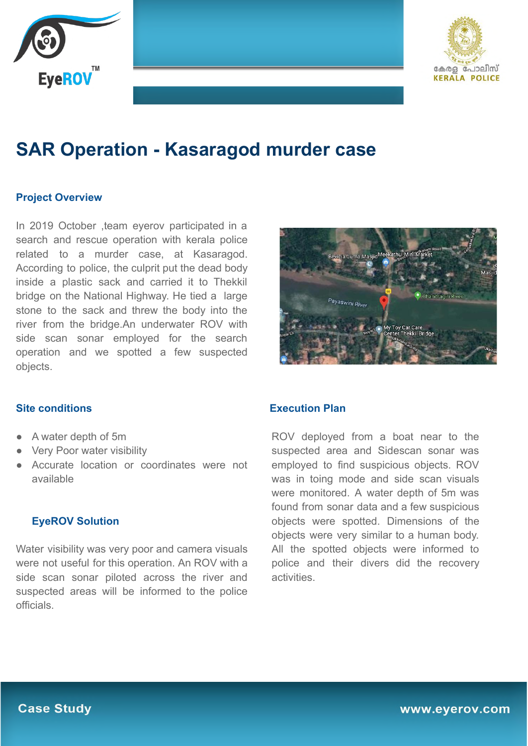# SAR Operation - Kasaragod murder case

## Project Overview

In 2019 October ,team eyerov participated in a search and rescue operation with kerala police related to a murder case, at Kasaragod. According to police, the culprit put the dead body inside a plastic sack and carried it to Thekkil bridge on the National Highway. He tied a large stone to the sack and threw the body into the river from the bridge.An underwater ROV with side scan sonar employed for the search operation and we spotted a few suspected objects.

## Site conditions

- A water depth of 5m
- Very Poor water visibility
- Accurate location or coordinates were not available

## EyeROV Solution

Water visibility was very poor and camera visuals were not useful for this operation. An ROV with a side scan sonar piloted across the river and suspected areas will be informed to the police officials.

## Execution Plan

ROV deployed from a boat near to the suspected area and Sidescan sonar was employed to find suspicious objects. ROV was in toing mode and side scan visuals were monitored. A water depth of 5m was found from sonar data and a few suspicious objects were spotted. Dimensions of the objects were very similar to a human body. All the spotted objects were informed to police and their divers did the recovery activities.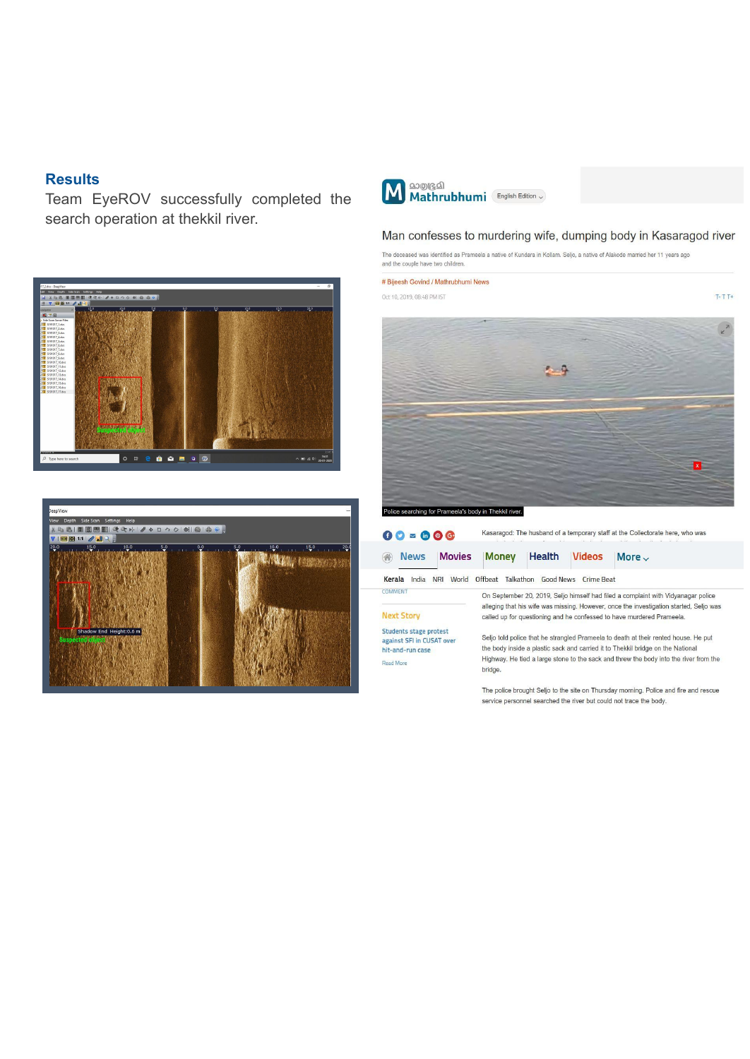## Results

Team EyeROV successfully completed the search operation at thekkil river.

Mathrubhumi English Edition

### Man confesses to murdering wife, dumping body in Kasaragod river

The deceased was identified as Prameela a native of Kundara in Kollam. Seljo, a native of Alakode married her 11 years ago and the couple have two children.

# Bijeesh Govind / Mathrubhumi News

Oct 10, 2019, 08:48 PM IST

Police searching for Prameela's body in Thekkil river.

Kasaragod: The husband of a temporary staff at the Collectorate here, who was

On September 20, 2019, Seljo himself had filed a complaint with Vidyanagar police alleging that his wife was missing. However, once the investigation started, Seljo was called up for questioning and he confessed to have murdered Prameela.

Seljo told police that he strangled Prameela to death at their rented house. He put the body inside a plastic sack and carried it to Thekkil bridge on the National Highway. He tied a large stone to the sack and threw the body into the river from the bridge.

The police brought Seljo to the site on Thursday morning. Police and fire and rescue service personnel searched the river but could not trace the body.

Next Story

Students stage protest against SFI in CUSAT over hit-and-run case

Read More